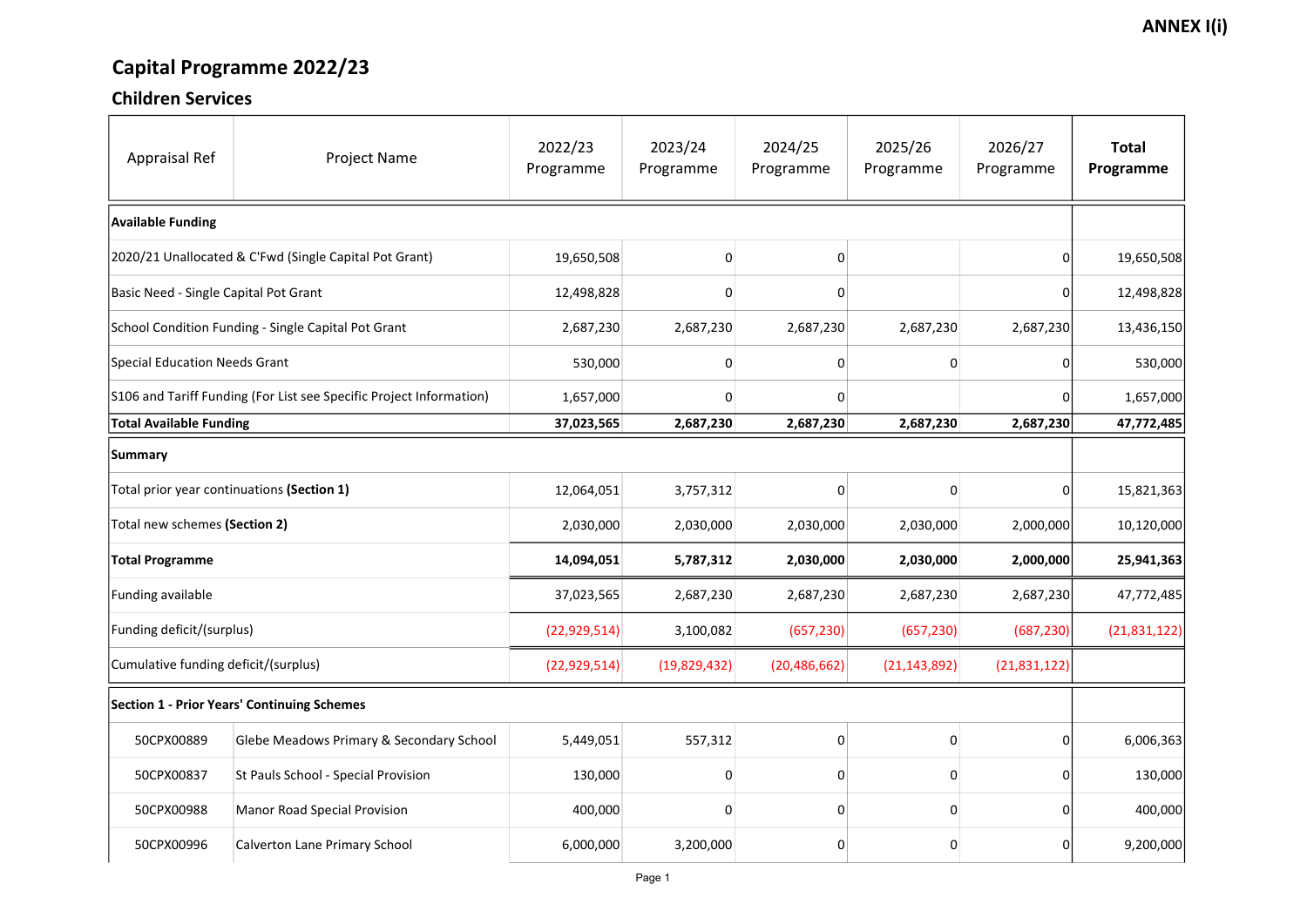**ANNEX I(i)**

# Capital Programme 2022/23

## Children Services

| Appraisal Ref | Project Name | 2022/23 Programme | 2023/24 Programme | 2024/25 Programme | 2025/26 Programme | 2026/27 Programme | **Total Programme** |
|---|---|---|---|---|---|---|---|
| **Available Funding** | | | | | | | |
| 2020/21 Unallocated & C'Fwd (Single Capital Pot Grant) | | 19,650,508 | 0 | 0 | | 0 | 19,650,508 |
| Basic Need - Single Capital Pot Grant | | 12,498,828 | 0 | 0 | | 0 | 12,498,828 |
| School Condition Funding - Single Capital Pot Grant | | 2,687,230 | 2,687,230 | 2,687,230 | 2,687,230 | 2,687,230 | 13,436,150 |
| Special Education Needs Grant | | 530,000 | 0 | 0 | 0 | 0 | 530,000 |
| S106 and Tariff Funding (For List see Specific Project Information) | | 1,657,000 | 0 | 0 | | 0 | 1,657,000 |
| **Total Available Funding** | | **37,023,565** | **2,687,230** | **2,687,230** | **2,687,230** | **2,687,230** | **47,772,485** |
| **Summary** | | | | | | | |
| Total prior year continuations **(Section 1)** | | 12,064,051 | 3,757,312 | 0 | 0 | 0 | 15,821,363 |
| Total new schemes **(Section 2)** | | 2,030,000 | 2,030,000 | 2,030,000 | 2,030,000 | 2,000,000 | 10,120,000 |
| **Total Programme** | | **14,094,051** | **5,787,312** | **2,030,000** | **2,030,000** | **2,000,000** | **25,941,363** |
| Funding available | | 37,023,565 | 2,687,230 | 2,687,230 | 2,687,230 | 2,687,230 | 47,772,485 |
| Funding deficit/(surplus) | | (22,929,514) | 3,100,082 | (657,230) | (657,230) | (687,230) | (21,831,122) |
| Cumulative funding deficit/(surplus) | | (22,929,514) | (19,829,432) | (20,486,662) | (21,143,892) | (21,831,122) | |
| **Section 1 - Prior Years' Continuing Schemes** | | | | | | | |
| 50CPX00889 | Glebe Meadows Primary & Secondary School | 5,449,051 | 557,312 | 0 | 0 | 0 | 6,006,363 |
| 50CPX00837 | St Pauls School - Special Provision | 130,000 | 0 | 0 | 0 | 0 | 130,000 |
| 50CPX00988 | Manor Road Special Provision | 400,000 | 0 | 0 | 0 | 0 | 400,000 |
| 50CPX00996 | Calverton Lane Primary School | 6,000,000 | 3,200,000 | 0 | 0 | 0 | 9,200,000 |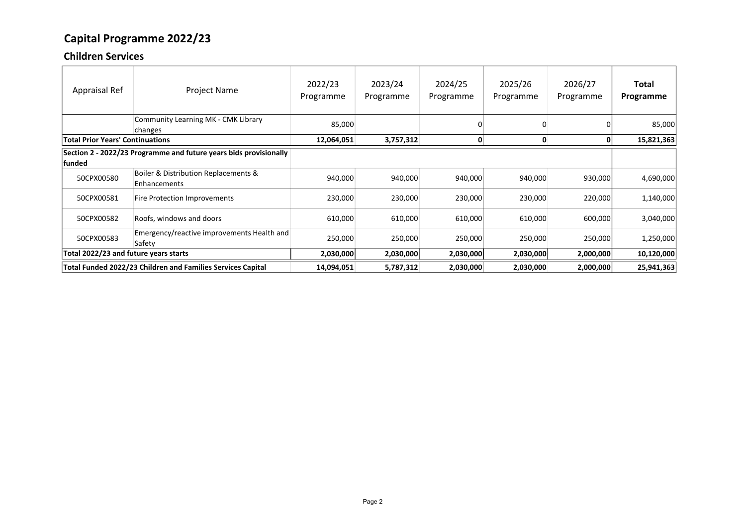# Capital Programme 2022/23

## Children Services

| Appraisal Ref | Project Name | 2022/23 Programme | 2023/24 Programme | 2024/25 Programme | 2025/26 Programme | 2026/27 Programme | **Total Programme** |
|---|---|---|---|---|---|---|---|
| | Community Learning MK - CMK Library changes | 85,000 | | 0 | 0 | 0 | 85,000 |
| **Total Prior Years' Continuations** | | **12,064,051** | **3,757,312** | **0** | **0** | **0** | **15,821,363** |
| **Section 2 - 2022/23 Programme and future years bids provisionally funded** | | | | | | | |
| 50CPX00580 | Boiler & Distribution Replacements & Enhancements | 940,000 | 940,000 | 940,000 | 940,000 | 930,000 | 4,690,000 |
| 50CPX00581 | Fire Protection Improvements | 230,000 | 230,000 | 230,000 | 230,000 | 220,000 | 1,140,000 |
| 50CPX00582 | Roofs, windows and doors | 610,000 | 610,000 | 610,000 | 610,000 | 600,000 | 3,040,000 |
| 50CPX00583 | Emergency/reactive improvements Health and Safety | 250,000 | 250,000 | 250,000 | 250,000 | 250,000 | 1,250,000 |
| **Total 2022/23 and future years starts** | | **2,030,000** | **2,030,000** | **2,030,000** | **2,030,000** | **2,000,000** | **10,120,000** |
| **Total Funded 2022/23 Children and Families Services Capital** | | **14,094,051** | **5,787,312** | **2,030,000** | **2,030,000** | **2,000,000** | **25,941,363** |